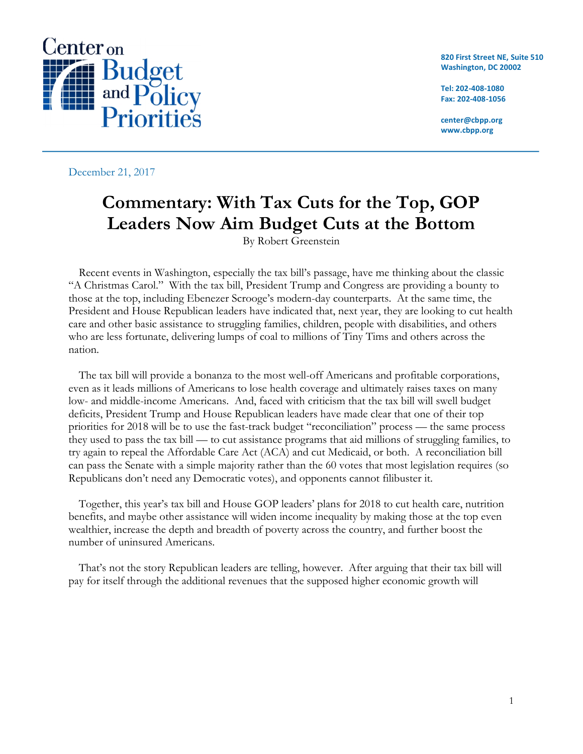# Center on Budget and Policy Priorities

820 First Street NE, Suite 510
Washington, DC 20002

Tel: 202-408-1080
Fax: 202-408-1056

center@cbpp.org
www.cbpp.org

December 21, 2017

# Commentary: With Tax Cuts for the Top, GOP Leaders Now Aim Budget Cuts at the Bottom

By Robert Greenstein

Recent events in Washington, especially the tax bill's passage, have me thinking about the classic "A Christmas Carol." With the tax bill, President Trump and Congress are providing a bounty to those at the top, including Ebenezer Scrooge's modern-day counterparts. At the same time, the President and House Republican leaders have indicated that, next year, they are looking to cut health care and other basic assistance to struggling families, children, people with disabilities, and others who are less fortunate, delivering lumps of coal to millions of Tiny Tims and others across the nation.

The tax bill will provide a bonanza to the most well-off Americans and profitable corporations, even as it leads millions of Americans to lose health coverage and ultimately raises taxes on many low- and middle-income Americans. And, faced with criticism that the tax bill will swell budget deficits, President Trump and House Republican leaders have made clear that one of their top priorities for 2018 will be to use the fast-track budget "reconciliation" process — the same process they used to pass the tax bill — to cut assistance programs that aid millions of struggling families, to try again to repeal the Affordable Care Act (ACA) and cut Medicaid, or both. A reconciliation bill can pass the Senate with a simple majority rather than the 60 votes that most legislation requires (so Republicans don't need any Democratic votes), and opponents cannot filibuster it.

Together, this year's tax bill and House GOP leaders' plans for 2018 to cut health care, nutrition benefits, and maybe other assistance will widen income inequality by making those at the top even wealthier, increase the depth and breadth of poverty across the country, and further boost the number of uninsured Americans.

That's not the story Republican leaders are telling, however. After arguing that their tax bill will pay for itself through the additional revenues that the supposed higher economic growth will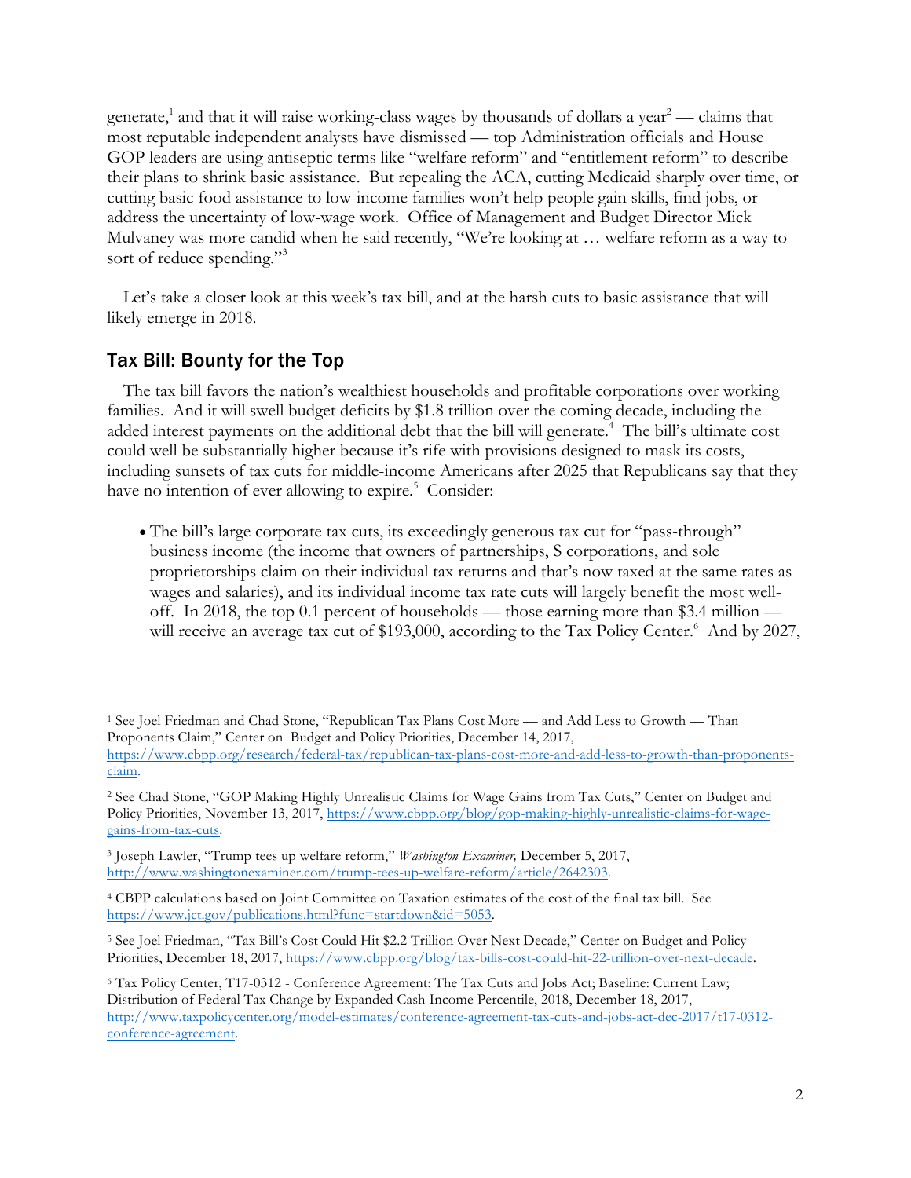generate,[1] and that it will raise working-class wages by thousands of dollars a year[2] — claims that most reputable independent analysts have dismissed — top Administration officials and House GOP leaders are using antiseptic terms like "welfare reform" and "entitlement reform" to describe their plans to shrink basic assistance. But repealing the ACA, cutting Medicaid sharply over time, or cutting basic food assistance to low-income families won't help people gain skills, find jobs, or address the uncertainty of low-wage work. Office of Management and Budget Director Mick Mulvaney was more candid when he said recently, "We're looking at … welfare reform as a way to sort of reduce spending."[3]

Let's take a closer look at this week's tax bill, and at the harsh cuts to basic assistance that will likely emerge in 2018.

## Tax Bill: Bounty for the Top

The tax bill favors the nation's wealthiest households and profitable corporations over working families. And it will swell budget deficits by $1.8 trillion over the coming decade, including the added interest payments on the additional debt that the bill will generate.[4] The bill's ultimate cost could well be substantially higher because it's rife with provisions designed to mask its costs, including sunsets of tax cuts for middle-income Americans after 2025 that Republicans say that they have no intention of ever allowing to expire.[5] Consider:

- The bill's large corporate tax cuts, its exceedingly generous tax cut for "pass-through" business income (the income that owners of partnerships, S corporations, and sole proprietorships claim on their individual tax returns and that's now taxed at the same rates as wages and salaries), and its individual income tax rate cuts will largely benefit the most well-off. In 2018, the top 0.1 percent of households — those earning more than $3.4 million — will receive an average tax cut of $193,000, according to the Tax Policy Center.[6] And by 2027,

---

[1] See Joel Friedman and Chad Stone, "Republican Tax Plans Cost More — and Add Less to Growth — Than Proponents Claim," Center on Budget and Policy Priorities, December 14, 2017, https://www.cbpp.org/research/federal-tax/republican-tax-plans-cost-more-and-add-less-to-growth-than-proponents-claim.

[2] See Chad Stone, "GOP Making Highly Unrealistic Claims for Wage Gains from Tax Cuts," Center on Budget and Policy Priorities, November 13, 2017, https://www.cbpp.org/blog/gop-making-highly-unrealistic-claims-for-wage-gains-from-tax-cuts.

[3] Joseph Lawler, "Trump tees up welfare reform," *Washington Examiner,* December 5, 2017, http://www.washingtonexaminer.com/trump-tees-up-welfare-reform/article/2642303.

[4] CBPP calculations based on Joint Committee on Taxation estimates of the cost of the final tax bill. See https://www.jct.gov/publications.html?func=startdown&id=5053.

[5] See Joel Friedman, "Tax Bill's Cost Could Hit $2.2 Trillion Over Next Decade," Center on Budget and Policy Priorities, December 18, 2017, https://www.cbpp.org/blog/tax-bills-cost-could-hit-22-trillion-over-next-decade.

[6] Tax Policy Center, T17-0312 - Conference Agreement: The Tax Cuts and Jobs Act; Baseline: Current Law; Distribution of Federal Tax Change by Expanded Cash Income Percentile, 2018, December 18, 2017, http://www.taxpolicycenter.org/model-estimates/conference-agreement-tax-cuts-and-jobs-act-dec-2017/t17-0312-conference-agreement.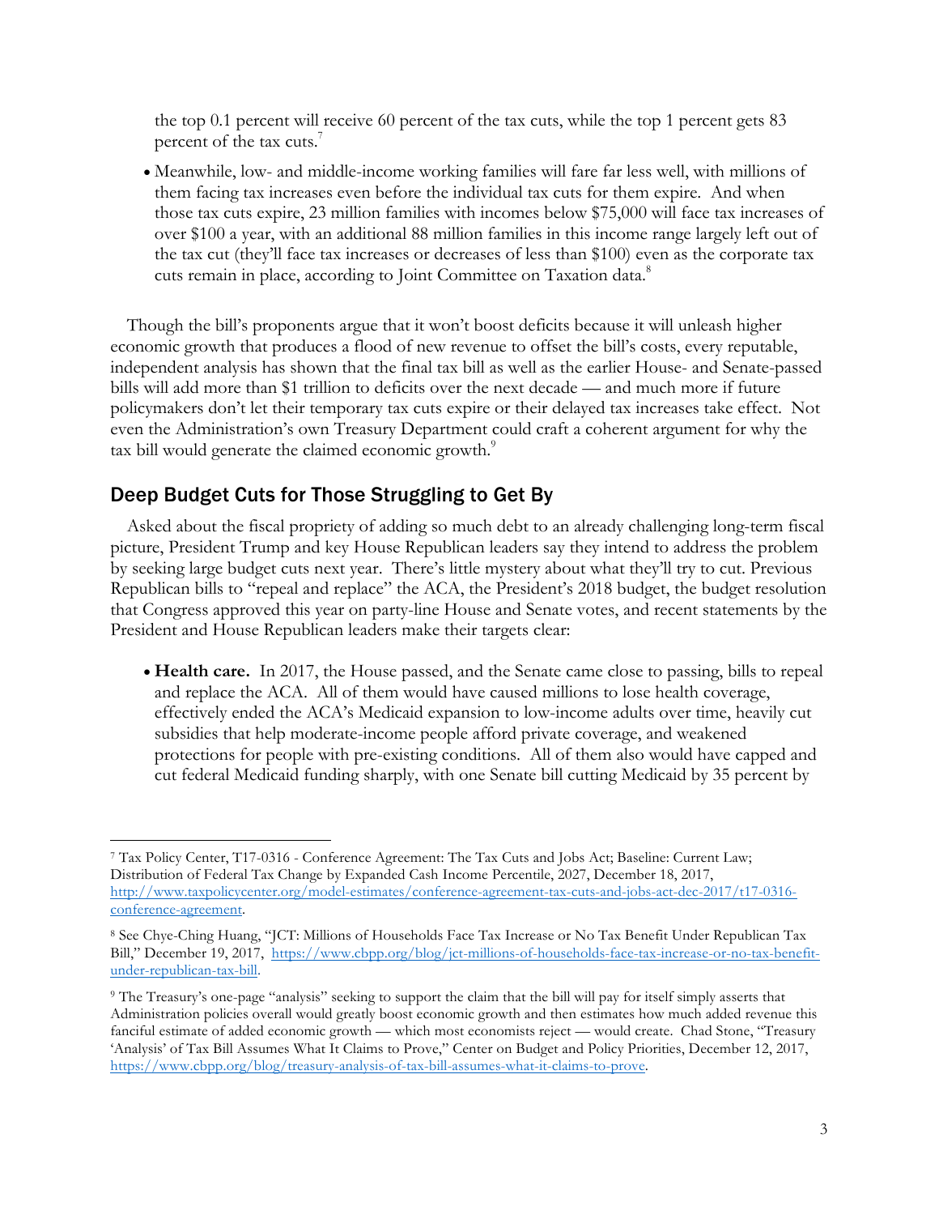the top 0.1 percent will receive 60 percent of the tax cuts, while the top 1 percent gets 83 percent of the tax cuts.[7]

- Meanwhile, low- and middle-income working families will fare far less well, with millions of them facing tax increases even before the individual tax cuts for them expire. And when those tax cuts expire, 23 million families with incomes below $75,000 will face tax increases of over $100 a year, with an additional 88 million families in this income range largely left out of the tax cut (they'll face tax increases or decreases of less than $100) even as the corporate tax cuts remain in place, according to Joint Committee on Taxation data.[8]

Though the bill's proponents argue that it won't boost deficits because it will unleash higher economic growth that produces a flood of new revenue to offset the bill's costs, every reputable, independent analysis has shown that the final tax bill as well as the earlier House- and Senate-passed bills will add more than $1 trillion to deficits over the next decade — and much more if future policymakers don't let their temporary tax cuts expire or their delayed tax increases take effect. Not even the Administration's own Treasury Department could craft a coherent argument for why the tax bill would generate the claimed economic growth.[9]

## Deep Budget Cuts for Those Struggling to Get By

Asked about the fiscal propriety of adding so much debt to an already challenging long-term fiscal picture, President Trump and key House Republican leaders say they intend to address the problem by seeking large budget cuts next year. There's little mystery about what they'll try to cut. Previous Republican bills to "repeal and replace" the ACA, the President's 2018 budget, the budget resolution that Congress approved this year on party-line House and Senate votes, and recent statements by the President and House Republican leaders make their targets clear:

- **Health care.** In 2017, the House passed, and the Senate came close to passing, bills to repeal and replace the ACA. All of them would have caused millions to lose health coverage, effectively ended the ACA's Medicaid expansion to low-income adults over time, heavily cut subsidies that help moderate-income people afford private coverage, and weakened protections for people with pre-existing conditions. All of them also would have capped and cut federal Medicaid funding sharply, with one Senate bill cutting Medicaid by 35 percent by

---

[7] Tax Policy Center, T17-0316 - Conference Agreement: The Tax Cuts and Jobs Act; Baseline: Current Law; Distribution of Federal Tax Change by Expanded Cash Income Percentile, 2027, December 18, 2017, http://www.taxpolicycenter.org/model-estimates/conference-agreement-tax-cuts-and-jobs-act-dec-2017/t17-0316-conference-agreement.

[8] See Chye-Ching Huang, "JCT: Millions of Households Face Tax Increase or No Tax Benefit Under Republican Tax Bill," December 19, 2017, https://www.cbpp.org/blog/jct-millions-of-households-face-tax-increase-or-no-tax-benefit-under-republican-tax-bill.

[9] The Treasury's one-page "analysis" seeking to support the claim that the bill will pay for itself simply asserts that Administration policies overall would greatly boost economic growth and then estimates how much added revenue this fanciful estimate of added economic growth — which most economists reject — would create. Chad Stone, "Treasury 'Analysis' of Tax Bill Assumes What It Claims to Prove," Center on Budget and Policy Priorities, December 12, 2017, https://www.cbpp.org/blog/treasury-analysis-of-tax-bill-assumes-what-it-claims-to-prove.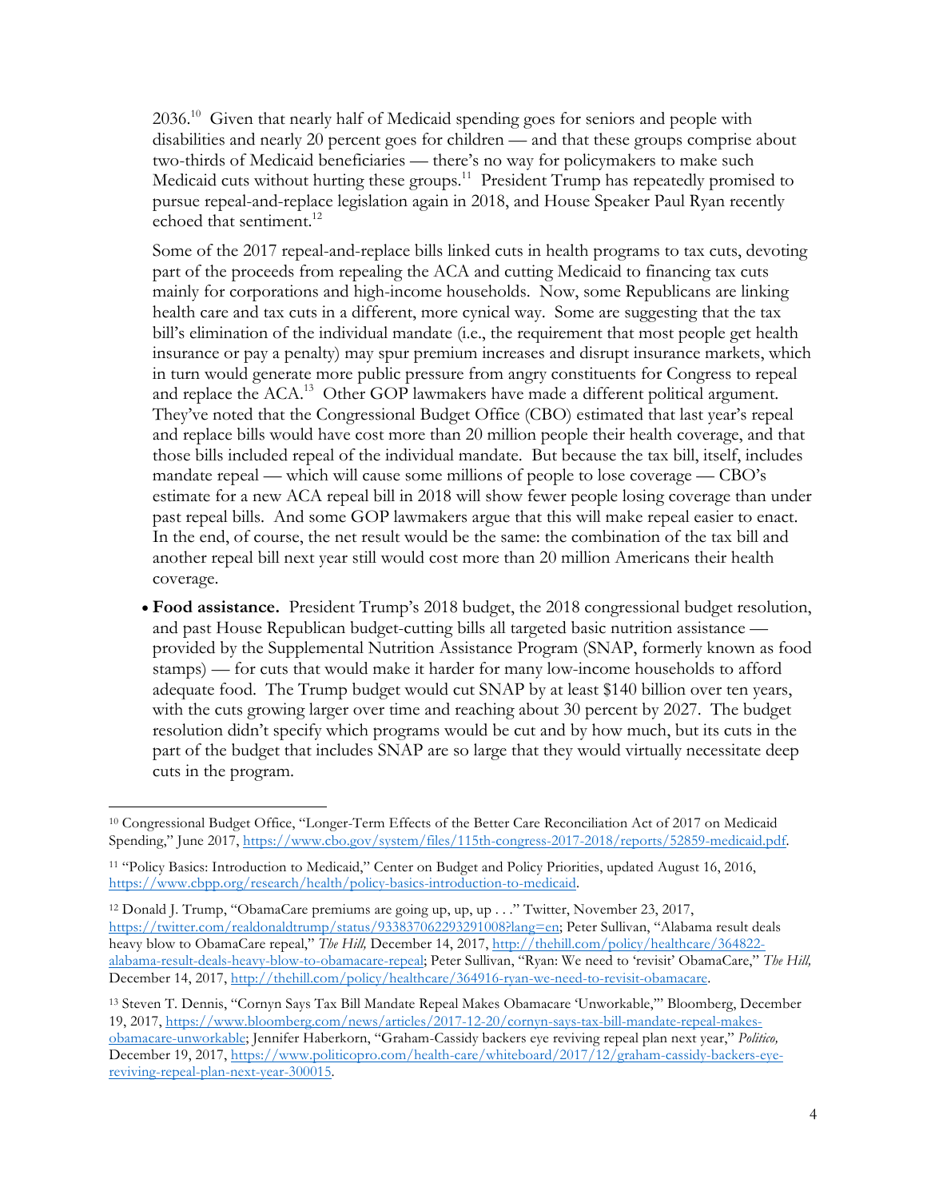2036.[10] Given that nearly half of Medicaid spending goes for seniors and people with disabilities and nearly 20 percent goes for children — and that these groups comprise about two-thirds of Medicaid beneficiaries — there's no way for policymakers to make such Medicaid cuts without hurting these groups.[11] President Trump has repeatedly promised to pursue repeal-and-replace legislation again in 2018, and House Speaker Paul Ryan recently echoed that sentiment.[12]

Some of the 2017 repeal-and-replace bills linked cuts in health programs to tax cuts, devoting part of the proceeds from repealing the ACA and cutting Medicaid to financing tax cuts mainly for corporations and high-income households. Now, some Republicans are linking health care and tax cuts in a different, more cynical way. Some are suggesting that the tax bill's elimination of the individual mandate (i.e., the requirement that most people get health insurance or pay a penalty) may spur premium increases and disrupt insurance markets, which in turn would generate more public pressure from angry constituents for Congress to repeal and replace the ACA.[13] Other GOP lawmakers have made a different political argument. They've noted that the Congressional Budget Office (CBO) estimated that last year's repeal and replace bills would have cost more than 20 million people their health coverage, and that those bills included repeal of the individual mandate. But because the tax bill, itself, includes mandate repeal — which will cause some millions of people to lose coverage — CBO's estimate for a new ACA repeal bill in 2018 will show fewer people losing coverage than under past repeal bills. And some GOP lawmakers argue that this will make repeal easier to enact. In the end, of course, the net result would be the same: the combination of the tax bill and another repeal bill next year still would cost more than 20 million Americans their health coverage.

- **Food assistance.** President Trump's 2018 budget, the 2018 congressional budget resolution, and past House Republican budget-cutting bills all targeted basic nutrition assistance — provided by the Supplemental Nutrition Assistance Program (SNAP, formerly known as food stamps) — for cuts that would make it harder for many low-income households to afford adequate food. The Trump budget would cut SNAP by at least $140 billion over ten years, with the cuts growing larger over time and reaching about 30 percent by 2027. The budget resolution didn't specify which programs would be cut and by how much, but its cuts in the part of the budget that includes SNAP are so large that they would virtually necessitate deep cuts in the program.

---

[10] Congressional Budget Office, "Longer-Term Effects of the Better Care Reconciliation Act of 2017 on Medicaid Spending," June 2017, https://www.cbo.gov/system/files/115th-congress-2017-2018/reports/52859-medicaid.pdf.

[11] "Policy Basics: Introduction to Medicaid," Center on Budget and Policy Priorities, updated August 16, 2016, https://www.cbpp.org/research/health/policy-basics-introduction-to-medicaid.

[12] Donald J. Trump, "ObamaCare premiums are going up, up, up . . ." Twitter, November 23, 2017, https://twitter.com/realdonaldtrump/status/933837062293291008?lang=en; Peter Sullivan, "Alabama result deals heavy blow to ObamaCare repeal," *The Hill,* December 14, 2017, http://thehill.com/policy/healthcare/364822-alabama-result-deals-heavy-blow-to-obamacare-repeal; Peter Sullivan, "Ryan: We need to 'revisit' ObamaCare," *The Hill,* December 14, 2017, http://thehill.com/policy/healthcare/364916-ryan-we-need-to-revisit-obamacare.

[13] Steven T. Dennis, "Cornyn Says Tax Bill Mandate Repeal Makes Obamacare 'Unworkable,'" Bloomberg, December 19, 2017, https://www.bloomberg.com/news/articles/2017-12-20/cornyn-says-tax-bill-mandate-repeal-makes-obamacare-unworkable; Jennifer Haberkorn, "Graham-Cassidy backers eye reviving repeal plan next year," *Politico,* December 19, 2017, https://www.politicopro.com/health-care/whiteboard/2017/12/graham-cassidy-backers-eye-reviving-repeal-plan-next-year-300015.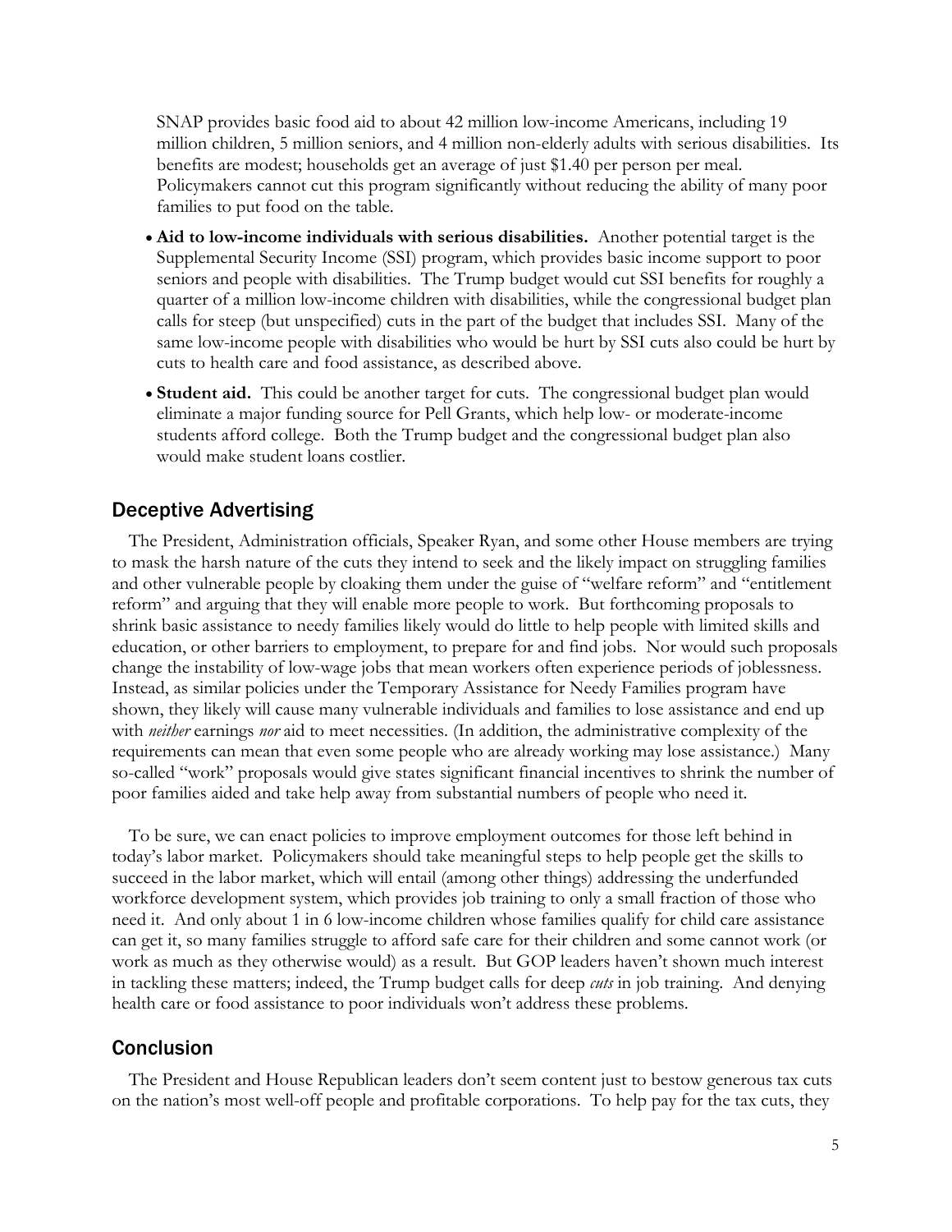SNAP provides basic food aid to about 42 million low-income Americans, including 19 million children, 5 million seniors, and 4 million non-elderly adults with serious disabilities. Its benefits are modest; households get an average of just $1.40 per person per meal. Policymakers cannot cut this program significantly without reducing the ability of many poor families to put food on the table.

- **Aid to low-income individuals with serious disabilities.** Another potential target is the Supplemental Security Income (SSI) program, which provides basic income support to poor seniors and people with disabilities. The Trump budget would cut SSI benefits for roughly a quarter of a million low-income children with disabilities, while the congressional budget plan calls for steep (but unspecified) cuts in the part of the budget that includes SSI. Many of the same low-income people with disabilities who would be hurt by SSI cuts also could be hurt by cuts to health care and food assistance, as described above.
- **Student aid.** This could be another target for cuts. The congressional budget plan would eliminate a major funding source for Pell Grants, which help low- or moderate-income students afford college. Both the Trump budget and the congressional budget plan also would make student loans costlier.

## Deceptive Advertising

The President, Administration officials, Speaker Ryan, and some other House members are trying to mask the harsh nature of the cuts they intend to seek and the likely impact on struggling families and other vulnerable people by cloaking them under the guise of "welfare reform" and "entitlement reform" and arguing that they will enable more people to work. But forthcoming proposals to shrink basic assistance to needy families likely would do little to help people with limited skills and education, or other barriers to employment, to prepare for and find jobs. Nor would such proposals change the instability of low-wage jobs that mean workers often experience periods of joblessness. Instead, as similar policies under the Temporary Assistance for Needy Families program have shown, they likely will cause many vulnerable individuals and families to lose assistance and end up with *neither* earnings *nor* aid to meet necessities. (In addition, the administrative complexity of the requirements can mean that even some people who are already working may lose assistance.) Many so-called "work" proposals would give states significant financial incentives to shrink the number of poor families aided and take help away from substantial numbers of people who need it.

To be sure, we can enact policies to improve employment outcomes for those left behind in today's labor market. Policymakers should take meaningful steps to help people get the skills to succeed in the labor market, which will entail (among other things) addressing the underfunded workforce development system, which provides job training to only a small fraction of those who need it. And only about 1 in 6 low-income children whose families qualify for child care assistance can get it, so many families struggle to afford safe care for their children and some cannot work (or work as much as they otherwise would) as a result. But GOP leaders haven't shown much interest in tackling these matters; indeed, the Trump budget calls for deep *cuts* in job training. And denying health care or food assistance to poor individuals won't address these problems.

## Conclusion

The President and House Republican leaders don't seem content just to bestow generous tax cuts on the nation's most well-off people and profitable corporations. To help pay for the tax cuts, they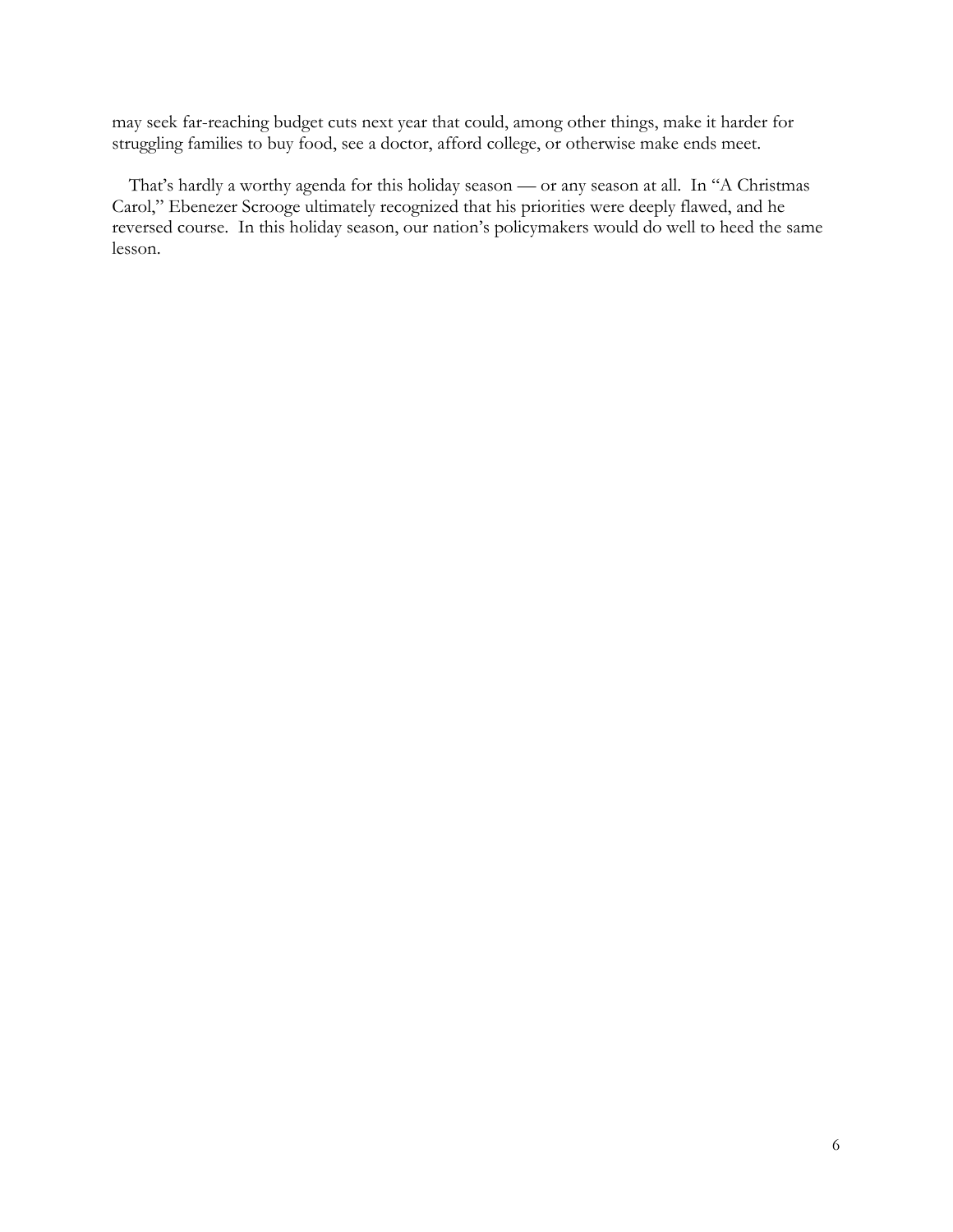may seek far-reaching budget cuts next year that could, among other things, make it harder for struggling families to buy food, see a doctor, afford college, or otherwise make ends meet.

That's hardly a worthy agenda for this holiday season — or any season at all. In "A Christmas Carol," Ebenezer Scrooge ultimately recognized that his priorities were deeply flawed, and he reversed course. In this holiday season, our nation's policymakers would do well to heed the same lesson.